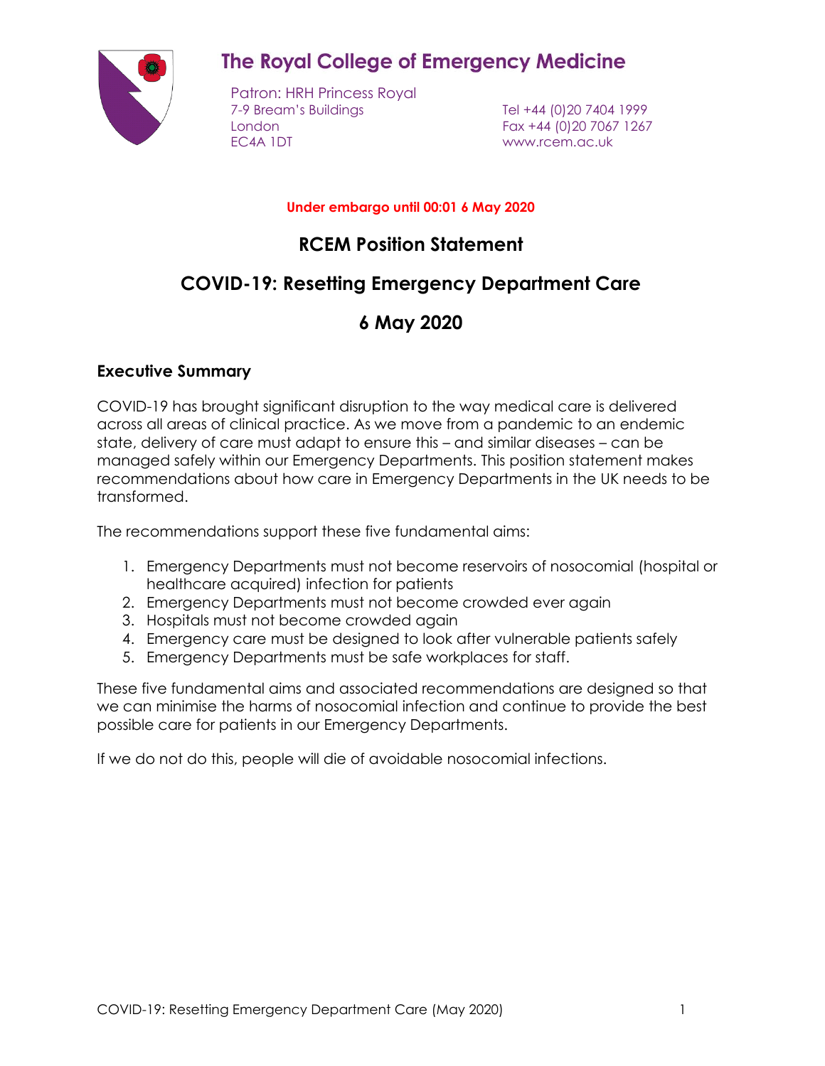# The Royal College of Emergency Medicine

Patron: HRH Princess Royal
7-9 Bream's Buildings
London
EC4A 1DT

Tel +44 (0)20 7404 1999
Fax +44 (0)20 7067 1267
www.rcem.ac.uk

**Under embargo until 00:01 6 May 2020**

## RCEM Position Statement

## COVID-19: Resetting Emergency Department Care

## 6 May 2020

### Executive Summary

COVID-19 has brought significant disruption to the way medical care is delivered across all areas of clinical practice. As we move from a pandemic to an endemic state, delivery of care must adapt to ensure this – and similar diseases – can be managed safely within our Emergency Departments. This position statement makes recommendations about how care in Emergency Departments in the UK needs to be transformed.

The recommendations support these five fundamental aims:

1. Emergency Departments must not become reservoirs of nosocomial (hospital or healthcare acquired) infection for patients
2. Emergency Departments must not become crowded ever again
3. Hospitals must not become crowded again
4. Emergency care must be designed to look after vulnerable patients safely
5. Emergency Departments must be safe workplaces for staff.

These five fundamental aims and associated recommendations are designed so that we can minimise the harms of nosocomial infection and continue to provide the best possible care for patients in our Emergency Departments.

If we do not do this, people will die of avoidable nosocomial infections.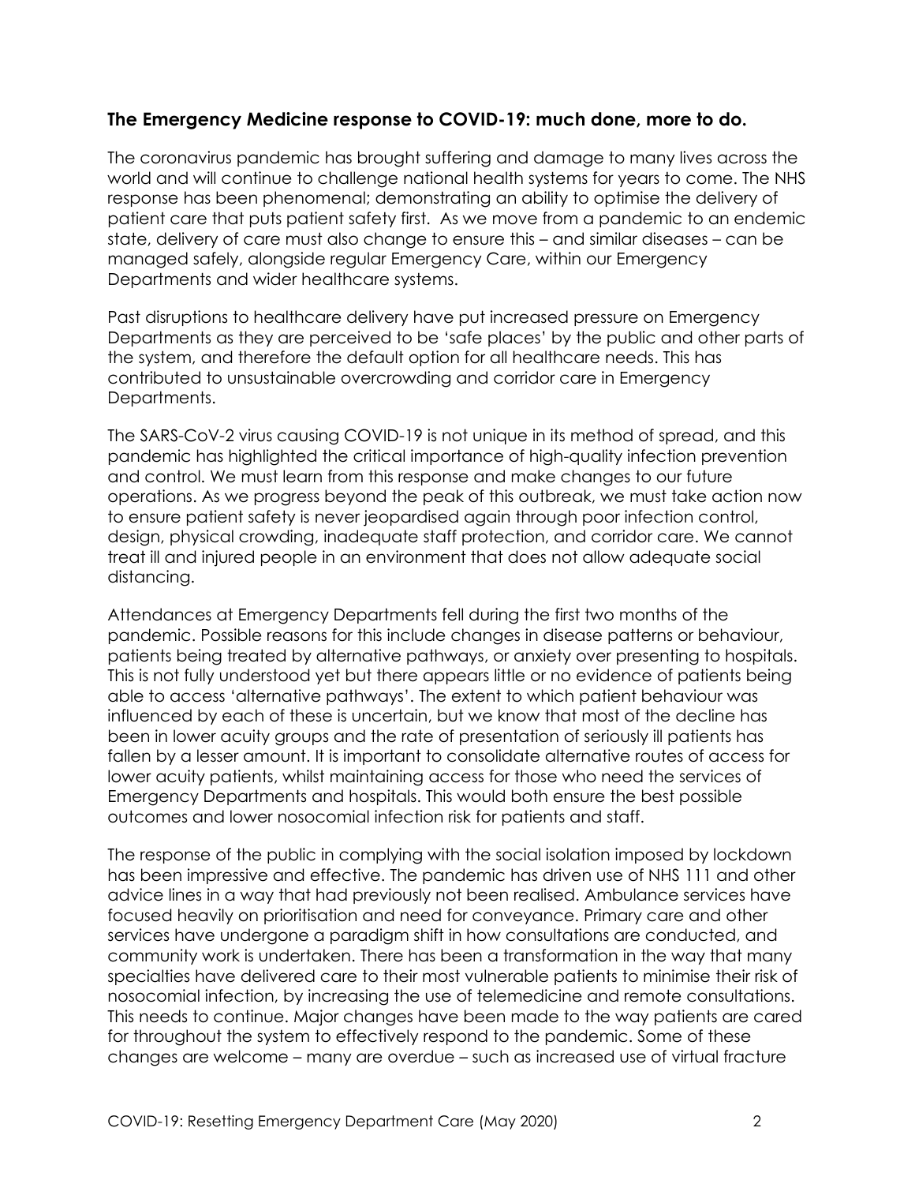## The Emergency Medicine response to COVID-19: much done, more to do.

The coronavirus pandemic has brought suffering and damage to many lives across the world and will continue to challenge national health systems for years to come. The NHS response has been phenomenal; demonstrating an ability to optimise the delivery of patient care that puts patient safety first. As we move from a pandemic to an endemic state, delivery of care must also change to ensure this – and similar diseases – can be managed safely, alongside regular Emergency Care, within our Emergency Departments and wider healthcare systems.

Past disruptions to healthcare delivery have put increased pressure on Emergency Departments as they are perceived to be 'safe places' by the public and other parts of the system, and therefore the default option for all healthcare needs. This has contributed to unsustainable overcrowding and corridor care in Emergency Departments.

The SARS-CoV-2 virus causing COVID-19 is not unique in its method of spread, and this pandemic has highlighted the critical importance of high-quality infection prevention and control. We must learn from this response and make changes to our future operations. As we progress beyond the peak of this outbreak, we must take action now to ensure patient safety is never jeopardised again through poor infection control, design, physical crowding, inadequate staff protection, and corridor care. We cannot treat ill and injured people in an environment that does not allow adequate social distancing.

Attendances at Emergency Departments fell during the first two months of the pandemic. Possible reasons for this include changes in disease patterns or behaviour, patients being treated by alternative pathways, or anxiety over presenting to hospitals. This is not fully understood yet but there appears little or no evidence of patients being able to access 'alternative pathways'. The extent to which patient behaviour was influenced by each of these is uncertain, but we know that most of the decline has been in lower acuity groups and the rate of presentation of seriously ill patients has fallen by a lesser amount. It is important to consolidate alternative routes of access for lower acuity patients, whilst maintaining access for those who need the services of Emergency Departments and hospitals. This would both ensure the best possible outcomes and lower nosocomial infection risk for patients and staff.

The response of the public in complying with the social isolation imposed by lockdown has been impressive and effective. The pandemic has driven use of NHS 111 and other advice lines in a way that had previously not been realised. Ambulance services have focused heavily on prioritisation and need for conveyance. Primary care and other services have undergone a paradigm shift in how consultations are conducted, and community work is undertaken. There has been a transformation in the way that many specialties have delivered care to their most vulnerable patients to minimise their risk of nosocomial infection, by increasing the use of telemedicine and remote consultations. This needs to continue. Major changes have been made to the way patients are cared for throughout the system to effectively respond to the pandemic. Some of these changes are welcome – many are overdue – such as increased use of virtual fracture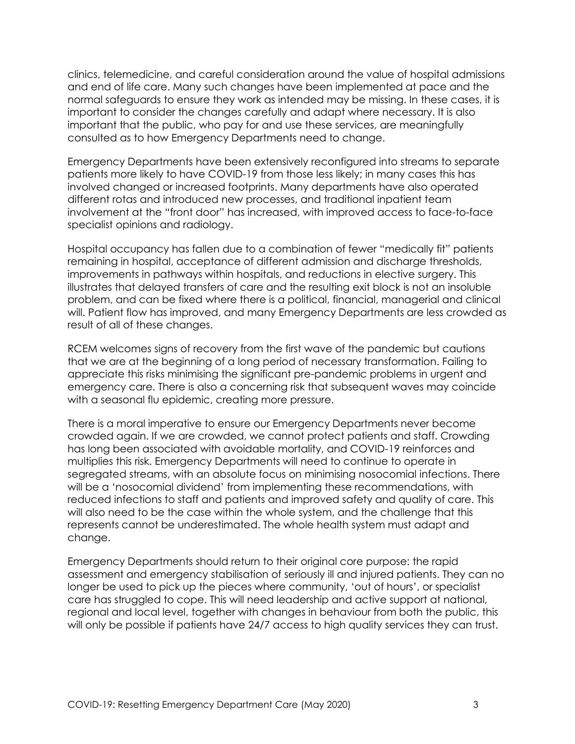clinics, telemedicine, and careful consideration around the value of hospital admissions and end of life care. Many such changes have been implemented at pace and the normal safeguards to ensure they work as intended may be missing. In these cases, it is important to consider the changes carefully and adapt where necessary. It is also important that the public, who pay for and use these services, are meaningfully consulted as to how Emergency Departments need to change.

Emergency Departments have been extensively reconfigured into streams to separate patients more likely to have COVID-19 from those less likely; in many cases this has involved changed or increased footprints. Many departments have also operated different rotas and introduced new processes, and traditional inpatient team involvement at the "front door" has increased, with improved access to face-to-face specialist opinions and radiology.

Hospital occupancy has fallen due to a combination of fewer "medically fit" patients remaining in hospital, acceptance of different admission and discharge thresholds, improvements in pathways within hospitals, and reductions in elective surgery. This illustrates that delayed transfers of care and the resulting exit block is not an insoluble problem, and can be fixed where there is a political, financial, managerial and clinical will. Patient flow has improved, and many Emergency Departments are less crowded as result of all of these changes.

RCEM welcomes signs of recovery from the first wave of the pandemic but cautions that we are at the beginning of a long period of necessary transformation. Failing to appreciate this risks minimising the significant pre-pandemic problems in urgent and emergency care. There is also a concerning risk that subsequent waves may coincide with a seasonal flu epidemic, creating more pressure.

There is a moral imperative to ensure our Emergency Departments never become crowded again. If we are crowded, we cannot protect patients and staff. Crowding has long been associated with avoidable mortality, and COVID-19 reinforces and multiplies this risk. Emergency Departments will need to continue to operate in segregated streams, with an absolute focus on minimising nosocomial infections. There will be a 'nosocomial dividend' from implementing these recommendations, with reduced infections to staff and patients and improved safety and quality of care. This will also need to be the case within the whole system, and the challenge that this represents cannot be underestimated. The whole health system must adapt and change.

Emergency Departments should return to their original core purpose: the rapid assessment and emergency stabilisation of seriously ill and injured patients. They can no longer be used to pick up the pieces where community, 'out of hours', or specialist care has struggled to cope. This will need leadership and active support at national, regional and local level, together with changes in behaviour from both the public, this will only be possible if patients have 24/7 access to high quality services they can trust.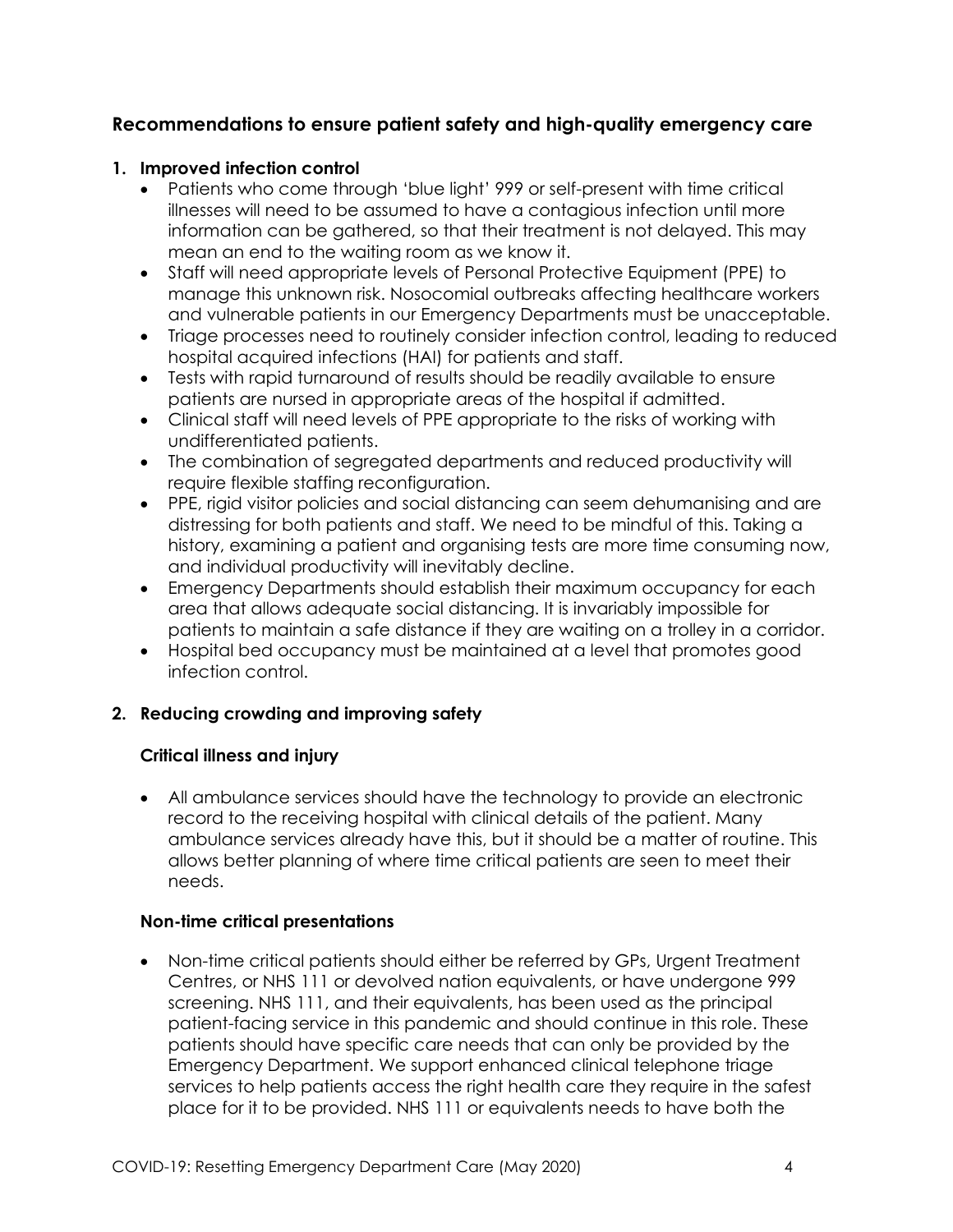## Recommendations to ensure patient safety and high-quality emergency care

1. **Improved infection control**
   - Patients who come through 'blue light' 999 or self-present with time critical illnesses will need to be assumed to have a contagious infection until more information can be gathered, so that their treatment is not delayed. This may mean an end to the waiting room as we know it.
   - Staff will need appropriate levels of Personal Protective Equipment (PPE) to manage this unknown risk. Nosocomial outbreaks affecting healthcare workers and vulnerable patients in our Emergency Departments must be unacceptable.
   - Triage processes need to routinely consider infection control, leading to reduced hospital acquired infections (HAI) for patients and staff.
   - Tests with rapid turnaround of results should be readily available to ensure patients are nursed in appropriate areas of the hospital if admitted.
   - Clinical staff will need levels of PPE appropriate to the risks of working with undifferentiated patients.
   - The combination of segregated departments and reduced productivity will require flexible staffing reconfiguration.
   - PPE, rigid visitor policies and social distancing can seem dehumanising and are distressing for both patients and staff. We need to be mindful of this. Taking a history, examining a patient and organising tests are more time consuming now, and individual productivity will inevitably decline.
   - Emergency Departments should establish their maximum occupancy for each area that allows adequate social distancing. It is invariably impossible for patients to maintain a safe distance if they are waiting on a trolley in a corridor.
   - Hospital bed occupancy must be maintained at a level that promotes good infection control.

2. **Reducing crowding and improving safety**

   **Critical illness and injury**

   - All ambulance services should have the technology to provide an electronic record to the receiving hospital with clinical details of the patient. Many ambulance services already have this, but it should be a matter of routine. This allows better planning of where time critical patients are seen to meet their needs.

   **Non-time critical presentations**

   - Non-time critical patients should either be referred by GPs, Urgent Treatment Centres, or NHS 111 or devolved nation equivalents, or have undergone 999 screening. NHS 111, and their equivalents, has been used as the principal patient-facing service in this pandemic and should continue in this role. These patients should have specific care needs that can only be provided by the Emergency Department. We support enhanced clinical telephone triage services to help patients access the right health care they require in the safest place for it to be provided. NHS 111 or equivalents needs to have both the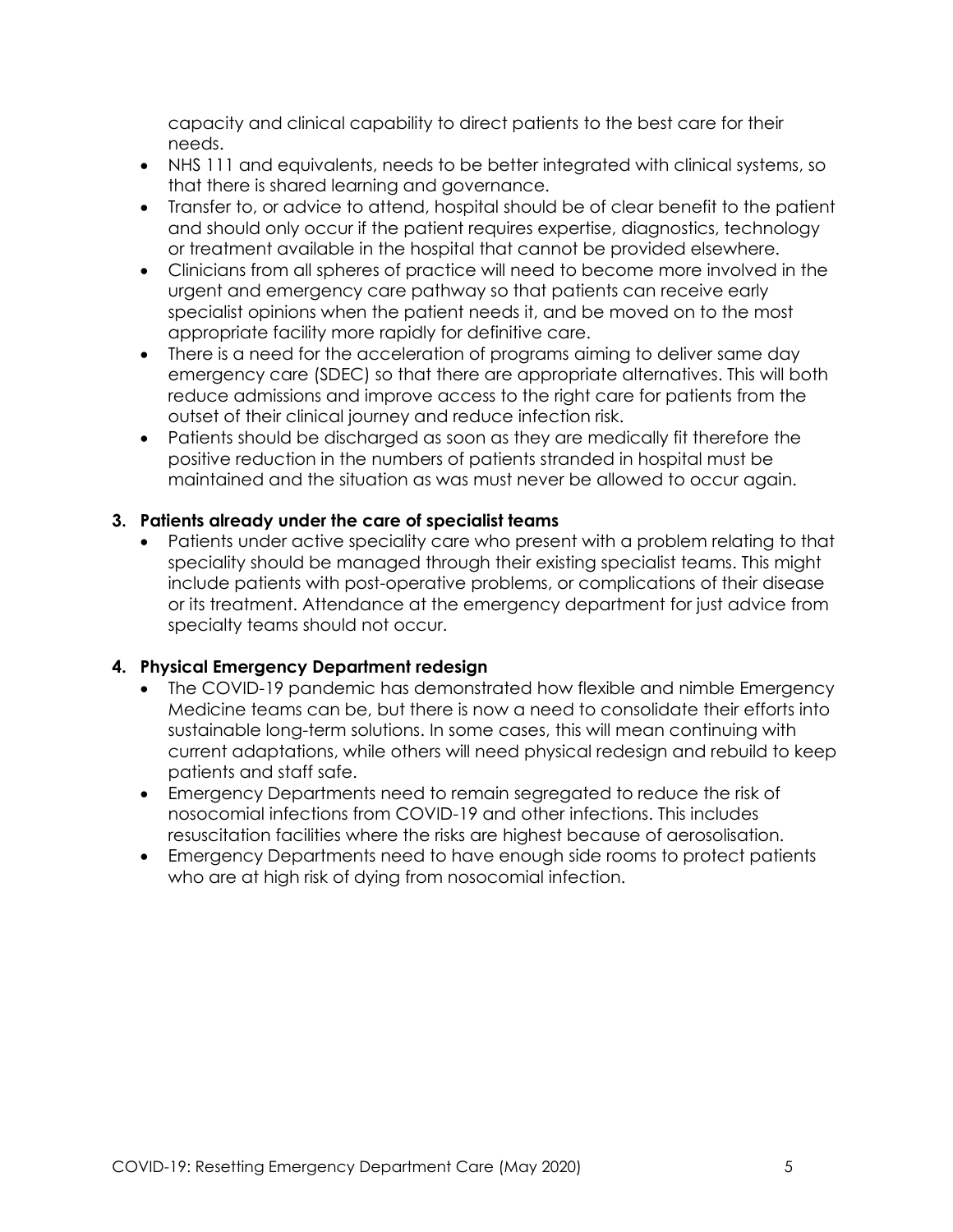capacity and clinical capability to direct patients to the best care for their needs.

- NHS 111 and equivalents, needs to be better integrated with clinical systems, so that there is shared learning and governance.
- Transfer to, or advice to attend, hospital should be of clear benefit to the patient and should only occur if the patient requires expertise, diagnostics, technology or treatment available in the hospital that cannot be provided elsewhere.
- Clinicians from all spheres of practice will need to become more involved in the urgent and emergency care pathway so that patients can receive early specialist opinions when the patient needs it, and be moved on to the most appropriate facility more rapidly for definitive care.
- There is a need for the acceleration of programs aiming to deliver same day emergency care (SDEC) so that there are appropriate alternatives. This will both reduce admissions and improve access to the right care for patients from the outset of their clinical journey and reduce infection risk.
- Patients should be discharged as soon as they are medically fit therefore the positive reduction in the numbers of patients stranded in hospital must be maintained and the situation as was must never be allowed to occur again.

**3. Patients already under the care of specialist teams**

- Patients under active speciality care who present with a problem relating to that speciality should be managed through their existing specialist teams. This might include patients with post-operative problems, or complications of their disease or its treatment. Attendance at the emergency department for just advice from specialty teams should not occur.

**4. Physical Emergency Department redesign**

- The COVID-19 pandemic has demonstrated how flexible and nimble Emergency Medicine teams can be, but there is now a need to consolidate their efforts into sustainable long-term solutions. In some cases, this will mean continuing with current adaptations, while others will need physical redesign and rebuild to keep patients and staff safe.
- Emergency Departments need to remain segregated to reduce the risk of nosocomial infections from COVID-19 and other infections. This includes resuscitation facilities where the risks are highest because of aerosolisation.
- Emergency Departments need to have enough side rooms to protect patients who are at high risk of dying from nosocomial infection.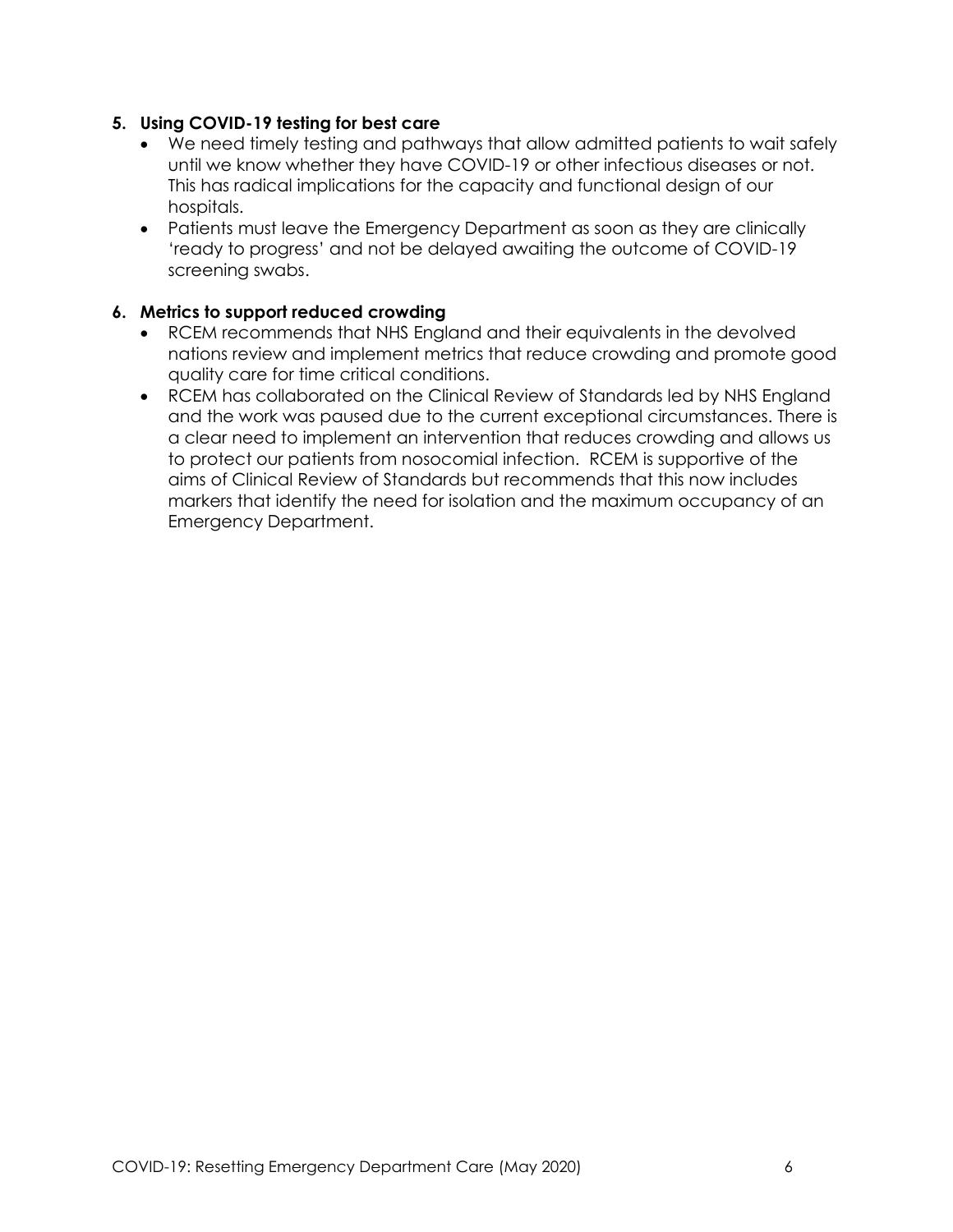**5. Using COVID-19 testing for best care**

- We need timely testing and pathways that allow admitted patients to wait safely until we know whether they have COVID-19 or other infectious diseases or not. This has radical implications for the capacity and functional design of our hospitals.
- Patients must leave the Emergency Department as soon as they are clinically 'ready to progress' and not be delayed awaiting the outcome of COVID-19 screening swabs.

**6. Metrics to support reduced crowding**

- RCEM recommends that NHS England and their equivalents in the devolved nations review and implement metrics that reduce crowding and promote good quality care for time critical conditions.
- RCEM has collaborated on the Clinical Review of Standards led by NHS England and the work was paused due to the current exceptional circumstances. There is a clear need to implement an intervention that reduces crowding and allows us to protect our patients from nosocomial infection. RCEM is supportive of the aims of Clinical Review of Standards but recommends that this now includes markers that identify the need for isolation and the maximum occupancy of an Emergency Department.